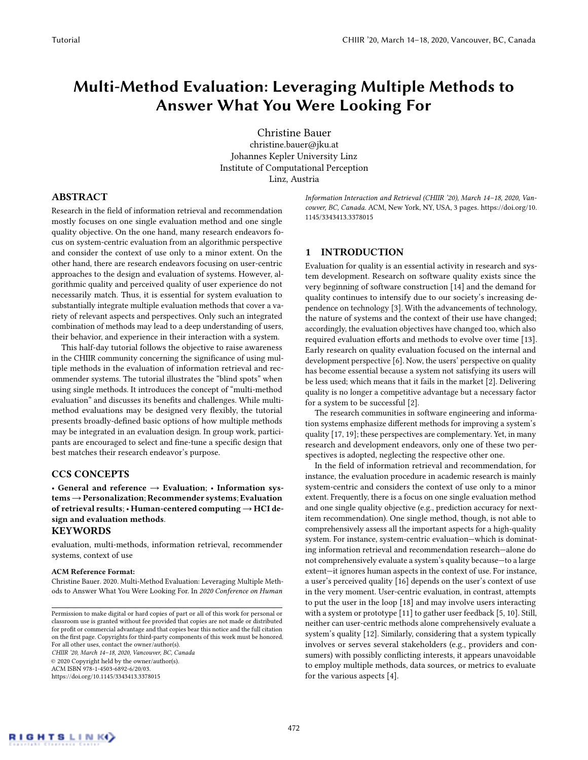# Multi-Method Evaluation: Leveraging Multiple Methods to Answer What You Were Looking For

Christine Bauer
christine.bauer@jku.at
Johannes Kepler University Linz
Institute of Computational Perception
Linz, Austria

## ABSTRACT

Research in the field of information retrieval and recommendation mostly focuses on one single evaluation method and one single quality objective. On the one hand, many research endeavors focus on system-centric evaluation from an algorithmic perspective and consider the context of use only to a minor extent. On the other hand, there are research endeavors focusing on user-centric approaches to the design and evaluation of systems. However, algorithmic quality and perceived quality of user experience do not necessarily match. Thus, it is essential for system evaluation to substantially integrate multiple evaluation methods that cover a variety of relevant aspects and perspectives. Only such an integrated combination of methods may lead to a deep understanding of users, their behavior, and experience in their interaction with a system.

This half-day tutorial follows the objective to raise awareness in the CHIIR community concerning the significance of using multiple methods in the evaluation of information retrieval and recommender systems. The tutorial illustrates the "blind spots" when using single methods. It introduces the concept of "multi-method evaluation" and discusses its benefits and challenges. While multi-method evaluations may be designed very flexibly, the tutorial presents broadly-defined basic options of how multiple methods may be integrated in an evaluation design. In group work, participants are encouraged to select and fine-tune a specific design that best matches their research endeavor's purpose.

## CCS CONCEPTS

• **General and reference → Evaluation**; • **Information systems → Personalization**; **Recommender systems**; **Evaluation of retrieval results**; • **Human-centered computing → HCI design and evaluation methods**.

## KEYWORDS

evaluation, multi-methods, information retrieval, recommender systems, context of use

**ACM Reference Format:**
Christine Bauer. 2020. Multi-Method Evaluation: Leveraging Multiple Methods to Answer What You Were Looking For. In *2020 Conference on Human Information Interaction and Retrieval (CHIIR '20), March 14–18, 2020, Vancouver, BC, Canada.* ACM, New York, NY, USA, 3 pages. https://doi.org/10.1145/3343413.3378015

Permission to make digital or hard copies of part or all of this work for personal or classroom use is granted without fee provided that copies are not made or distributed for profit or commercial advantage and that copies bear this notice and the full citation on the first page. Copyrights for third-party components of this work must be honored. For all other uses, contact the owner/author(s).
*CHIIR '20, March 14–18, 2020, Vancouver, BC, Canada*
© 2020 Copyright held by the owner/author(s).
ACM ISBN 978-1-4503-6892-6/20/03.
https://doi.org/10.1145/3343413.3378015

## 1 INTRODUCTION

Evaluation for quality is an essential activity in research and system development. Research on software quality exists since the very beginning of software construction [14] and the demand for quality continues to intensify due to our society's increasing dependence on technology [3]. With the advancements of technology, the nature of systems and the context of their use have changed; accordingly, the evaluation objectives have changed too, which also required evaluation efforts and methods to evolve over time [13]. Early research on quality evaluation focused on the internal and development perspective [6]. Now, the users' perspective on quality has become essential because a system not satisfying its users will be less used; which means that it fails in the market [2]. Delivering quality is no longer a competitive advantage but a necessary factor for a system to be successful [2].

The research communities in software engineering and information systems emphasize different methods for improving a system's quality [17, 19]; these perspectives are complementary. Yet, in many research and development endeavors, only one of these two perspectives is adopted, neglecting the respective other one.

In the field of information retrieval and recommendation, for instance, the evaluation procedure in academic research is mainly system-centric and considers the context of use only to a minor extent. Frequently, there is a focus on one single evaluation method and one single quality objective (e.g., prediction accuracy for next-item recommendation). One single method, though, is not able to comprehensively assess all the important aspects for a high-quality system. For instance, system-centric evaluation—which is dominating information retrieval and recommendation research—alone do not comprehensively evaluate a system's quality because—to a large extent—it ignores human aspects in the context of use. For instance, a user's perceived quality [16] depends on the user's context of use in the very moment. User-centric evaluation, in contrast, attempts to put the user in the loop [18] and may involve users interacting with a system or prototype [11] to gather user feedback [5, 10]. Still, neither can user-centric methods alone comprehensively evaluate a system's quality [12]. Similarly, considering that a system typically involves or serves several stakeholders (e.g., providers and consumers) with possibly conflicting interests, it appears unavoidable to employ multiple methods, data sources, or metrics to evaluate for the various aspects [4].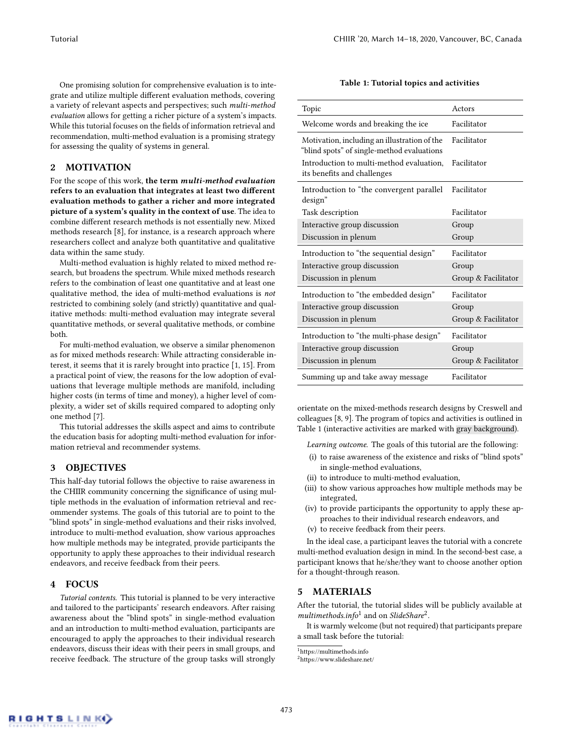One promising solution for comprehensive evaluation is to integrate and utilize multiple different evaluation methods, covering a variety of relevant aspects and perspectives; such *multi-method evaluation* allows for getting a richer picture of a system's impacts. While this tutorial focuses on the fields of information retrieval and recommendation, multi-method evaluation is a promising strategy for assessing the quality of systems in general.

## 2 MOTIVATION

For the scope of this work, **the term *multi-method evaluation* refers to an evaluation that integrates at least two different evaluation methods to gather a richer and more integrated picture of a system's quality in the context of use**. The idea to combine different research methods is not essentially new. Mixed methods research [8], for instance, is a research approach where researchers collect and analyze both quantitative and qualitative data within the same study.

Multi-method evaluation is highly related to mixed method research, but broadens the spectrum. While mixed methods research refers to the combination of least one quantitative and at least one qualitative method, the idea of multi-method evaluations is *not* restricted to combining solely (and strictly) quantitative and qualitative methods: multi-method evaluation may integrate several quantitative methods, or several qualitative methods, or combine both.

For multi-method evaluation, we observe a similar phenomenon as for mixed methods research: While attracting considerable interest, it seems that it is rarely brought into practice [1, 15]. From a practical point of view, the reasons for the low adoption of evaluations that leverage multiple methods are manifold, including higher costs (in terms of time and money), a higher level of complexity, a wider set of skills required compared to adopting only one method [7].

This tutorial addresses the skills aspect and aims to contribute the education basis for adopting multi-method evaluation for information retrieval and recommender systems.

## 3 OBJECTIVES

This half-day tutorial follows the objective to raise awareness in the CHIIR community concerning the significance of using multiple methods in the evaluation of information retrieval and recommender systems. The goals of this tutorial are to point to the "blind spots" in single-method evaluations and their risks involved, introduce to multi-method evaluation, show various approaches how multiple methods may be integrated, provide participants the opportunity to apply these approaches to their individual research endeavors, and receive feedback from their peers.

## 4 FOCUS

*Tutorial contents.* This tutorial is planned to be very interactive and tailored to the participants' research endeavors. After raising awareness about the "blind spots" in single-method evaluation and an introduction to multi-method evaluation, participants are encouraged to apply the approaches to their individual research endeavors, discuss their ideas with their peers in small groups, and receive feedback. The structure of the group tasks will strongly orientate on the mixed-methods research designs by Creswell and colleagues [8, 9]. The program of topics and activities is outlined in Table 1 (interactive activities are marked with gray background).

**Table 1: Tutorial topics and activities**

| Topic | Actors |
|---|---|
| Welcome words and breaking the ice | Facilitator |
| Motivation, including an illustration of the "blind spots" of single-method evaluations | Facilitator |
| Introduction to multi-method evaluation, its benefits and challenges | Facilitator |
| Introduction to "the convergent parallel design" | Facilitator |
| Task description | Facilitator |
| Interactive group discussion | Group |
| Discussion in plenum | Group |
| Introduction to "the sequential design" | Facilitator |
| Interactive group discussion | Group |
| Discussion in plenum | Group & Facilitator |
| Introduction to "the embedded design" | Facilitator |
| Interactive group discussion | Group |
| Discussion in plenum | Group & Facilitator |
| Introduction to "the multi-phase design" | Facilitator |
| Interactive group discussion | Group |
| Discussion in plenum | Group & Facilitator |
| Summing up and take away message | Facilitator |

*Learning outcome.* The goals of this tutorial are the following:

- (i) to raise awareness of the existence and risks of "blind spots" in single-method evaluations,
- (ii) to introduce to multi-method evaluation,
- (iii) to show various approaches how multiple methods may be integrated,
- (iv) to provide participants the opportunity to apply these approaches to their individual research endeavors, and
- (v) to receive feedback from their peers.

In the ideal case, a participant leaves the tutorial with a concrete multi-method evaluation design in mind. In the second-best case, a participant knows that he/she/they want to choose another option for a thought-through reason.

## 5 MATERIALS

After the tutorial, the tutorial slides will be publicly available at *multimethods.info*[1] and on *SlideShare*[2].

It is warmly welcome (but not required) that participants prepare a small task before the tutorial:

[1] https://multimethods.info
[2] https://www.slideshare.net/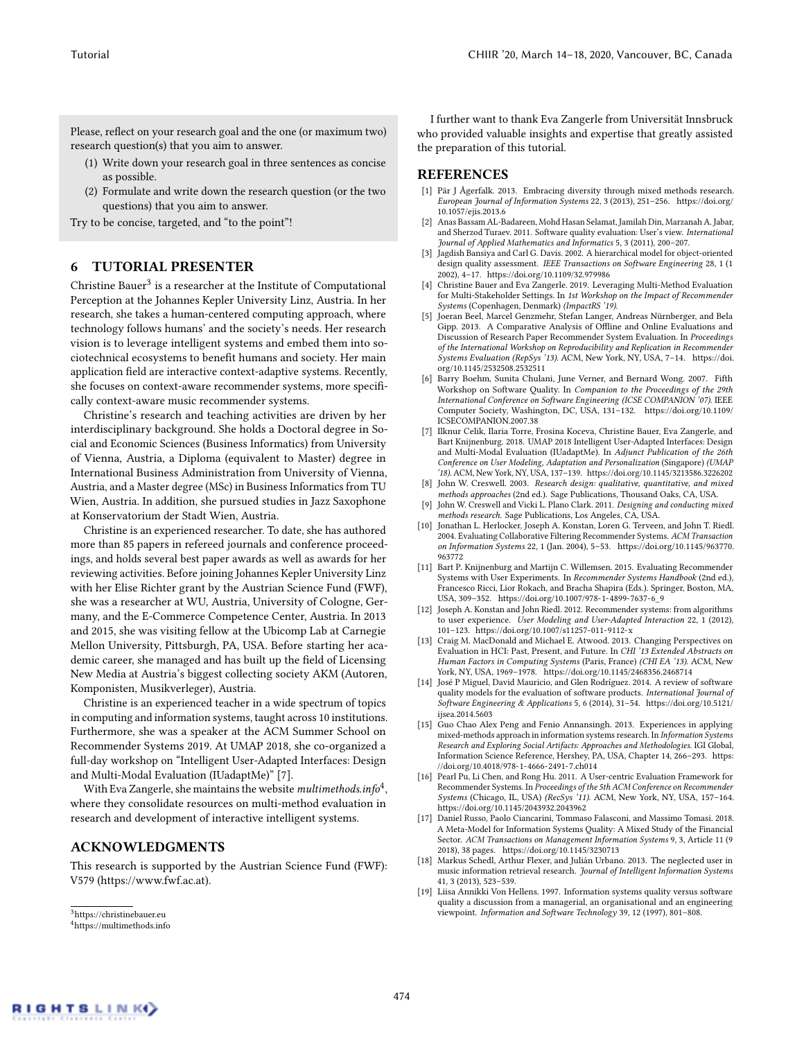Please, reflect on your research goal and the one (or maximum two) research question(s) that you aim to answer.

(1) Write down your research goal in three sentences as concise as possible.
(2) Formulate and write down the research question (or the two questions) that you aim to answer.

Try to be concise, targeted, and "to the point"!

## 6 TUTORIAL PRESENTER

Christine Bauer[3] is a researcher at the Institute of Computational Perception at the Johannes Kepler University Linz, Austria. In her research, she takes a human-centered computing approach, where technology follows humans' and the society's needs. Her research vision is to leverage intelligent systems and embed them into sociotechnical ecosystems to benefit humans and society. Her main application field are interactive context-adaptive systems. Recently, she focuses on context-aware recommender systems, more specifically context-aware music recommender systems.

Christine's research and teaching activities are driven by her interdisciplinary background. She holds a Doctoral degree in Social and Economic Sciences (Business Informatics) from University of Vienna, Austria, a Diploma (equivalent to Master) degree in International Business Administration from University of Vienna, Austria, and a Master degree (MSc) in Business Informatics from TU Wien, Austria. In addition, she pursued studies in Jazz Saxophone at Konservatorium der Stadt Wien, Austria.

Christine is an experienced researcher. To date, she has authored more than 85 papers in refereed journals and conference proceedings, and holds several best paper awards as well as awards for her reviewing activities. Before joining Johannes Kepler University Linz with her Elise Richter grant by the Austrian Science Fund (FWF), she was a researcher at WU, Austria, University of Cologne, Germany, and the E-Commerce Competence Center, Austria. In 2013 and 2015, she was visiting fellow at the Ubicomp Lab at Carnegie Mellon University, Pittsburgh, PA, USA. Before starting her academic career, she managed and has built up the field of Licensing New Media at Austria's biggest collecting society AKM (Autoren, Komponisten, Musikverleger), Austria.

Christine is an experienced teacher in a wide spectrum of topics in computing and information systems, taught across 10 institutions. Furthermore, she was a speaker at the ACM Summer School on Recommender Systems 2019. At UMAP 2018, she co-organized a full-day workshop on "Intelligent User-Adapted Interfaces: Design and Multi-Modal Evaluation (IUadaptMe)" [7].

With Eva Zangerle, she maintains the website *multimethods.info*[4], where they consolidate resources on multi-method evaluation in research and development of interactive intelligent systems.

## ACKNOWLEDGMENTS

This research is supported by the Austrian Science Fund (FWF): V579 (https://www.fwf.ac.at).

I further want to thank Eva Zangerle from Universität Innsbruck who provided valuable insights and expertise that greatly assisted the preparation of this tutorial.

[3] https://christinebauer.eu
[4] https://multimethods.info

## REFERENCES

[1] Pär J Ågerfalk. 2013. Embracing diversity through mixed methods research. *European Journal of Information Systems* 22, 3 (2013), 251–256. https://doi.org/10.1057/ejis.2013.6
[2] Anas Bassam AL-Badareen, Mohd Hasan Selamat, Jamilah Din, Marzanah A. Jabar, and Sherzod Turaev. 2011. Software quality evaluation: User's view. *International Journal of Applied Mathematics and Informatics* 5, 3 (2011), 200–207.
[3] Jagdish Bansiya and Carl G. Davis. 2002. A hierarchical model for object-oriented design quality assessment. *IEEE Transactions on Software Engineering* 28, 1 (1 2002), 4–17. https://doi.org/10.1109/32.979986
[4] Christine Bauer and Eva Zangerle. 2019. Leveraging Multi-Method Evaluation for Multi-Stakeholder Settings. In *1st Workshop on the Impact of Recommender Systems* (Copenhagen, Denmark) *(ImpactRS '19)*.
[5] Joeran Beel, Marcel Genzmehr, Stefan Langer, Andreas Nürnberger, and Bela Gipp. 2013. A Comparative Analysis of Offline and Online Evaluations and Discussion of Research Paper Recommender System Evaluation. In *Proceedings of the International Workshop on Reproducibility and Replication in Recommender Systems Evaluation (RepSys '13)*. ACM, New York, NY, USA, 7–14. https://doi.org/10.1145/2532508.2532511
[6] Barry Boehm, Sunita Chulani, June Verner, and Bernard Wong. 2007. Fifth Workshop on Software Quality. In *Companion to the Proceedings of the 29th International Conference on Software Engineering (ICSE COMPANION '07)*. IEEE Computer Society, Washington, DC, USA, 131–132. https://doi.org/10.1109/ICSECOMPANION.2007.38
[7] Ilknur Celik, Ilaria Torre, Frosina Koceva, Christine Bauer, Eva Zangerle, and Bart Knijnenburg. 2018. UMAP 2018 Intelligent User-Adapted Interfaces: Design and Multi-Modal Evaluation (IUadaptMe). In *Adjunct Publication of the 26th Conference on User Modeling, Adaptation and Personalization* (Singapore) *(UMAP '18)*. ACM, New York, NY, USA, 137–139. https://doi.org/10.1145/3213586.3226202
[8] John W. Creswell. 2003. *Research design: qualitative, quantitative, and mixed methods approaches* (2nd ed.). Sage Publications, Thousand Oaks, CA, USA.
[9] John W. Creswell and Vicki L. Plano Clark. 2011. *Designing and conducting mixed methods research.* Sage Publications, Los Angeles, CA, USA.
[10] Jonathan L. Herlocker, Joseph A. Konstan, Loren G. Terveen, and John T. Riedl. 2004. Evaluating Collaborative Filtering Recommender Systems. *ACM Transaction on Information Systems* 22, 1 (Jan. 2004), 5–53. https://doi.org/10.1145/963770.963772
[11] Bart P. Knijnenburg and Martijn C. Willemsen. 2015. Evaluating Recommender Systems with User Experiments. In *Recommender Systems Handbook* (2nd ed.), Francesco Ricci, Lior Rokach, and Bracha Shapira (Eds.). Springer, Boston, MA, USA, 309–352. https://doi.org/10.1007/978-1-4899-7637-6_9
[12] Joseph A. Konstan and John Riedl. 2012. Recommender systems: from algorithms to user experience. *User Modeling and User-Adapted Interaction* 22, 1 (2012), 101–123. https://doi.org/10.1007/s11257-011-9112-x
[13] Craig M. MacDonald and Michael E. Atwood. 2013. Changing Perspectives on Evaluation in HCI: Past, Present, and Future. In *CHI '13 Extended Abstracts on Human Factors in Computing Systems* (Paris, France) *(CHI EA '13)*. ACM, New York, NY, USA, 1969–1978. https://doi.org/10.1145/2468356.2468714
[14] José P Miguel, David Mauricio, and Glen Rodríguez. 2014. A review of software quality models for the evaluation of software products. *International Journal of Software Engineering & Applications* 5, 6 (2014), 31–54. https://doi.org/10.5121/ijsea.2014.5603
[15] Guo Chao Alex Peng and Fenio Annansingh. 2013. Experiences in applying mixed-methods approach in information systems research. In *Information Systems Research and Exploring Social Artifacts: Approaches and Methodologies*. IGI Global, Information Science Reference, Hershey, PA, USA, Chapter 14, 266–293. https://doi.org/10.4018/978-1-4666-2491-7.ch014
[16] Pearl Pu, Li Chen, and Rong Hu. 2011. A User-centric Evaluation Framework for Recommender Systems. In *Proceedings of the 5th ACM Conference on Recommender Systems* (Chicago, IL, USA) *(RecSys '11)*. ACM, New York, NY, USA, 157–164. https://doi.org/10.1145/2043932.2043962
[17] Daniel Russo, Paolo Ciancarini, Tommaso Falasconi, and Massimo Tomasi. 2018. A Meta-Model for Information Systems Quality: A Mixed Study of the Financial Sector. *ACM Transactions on Management Information Systems* 9, 3, Article 11 (9 2018), 38 pages. https://doi.org/10.1145/3230713
[18] Markus Schedl, Arthur Flexer, and Julián Urbano. 2013. The neglected user in music information retrieval research. *Journal of Intelligent Information Systems* 41, 3 (2013), 523–539.
[19] Liisa Annikki Von Hellens. 1997. Information systems quality versus software quality a discussion from a managerial, an organisational and an engineering viewpoint. *Information and Software Technology* 39, 12 (1997), 801–808.